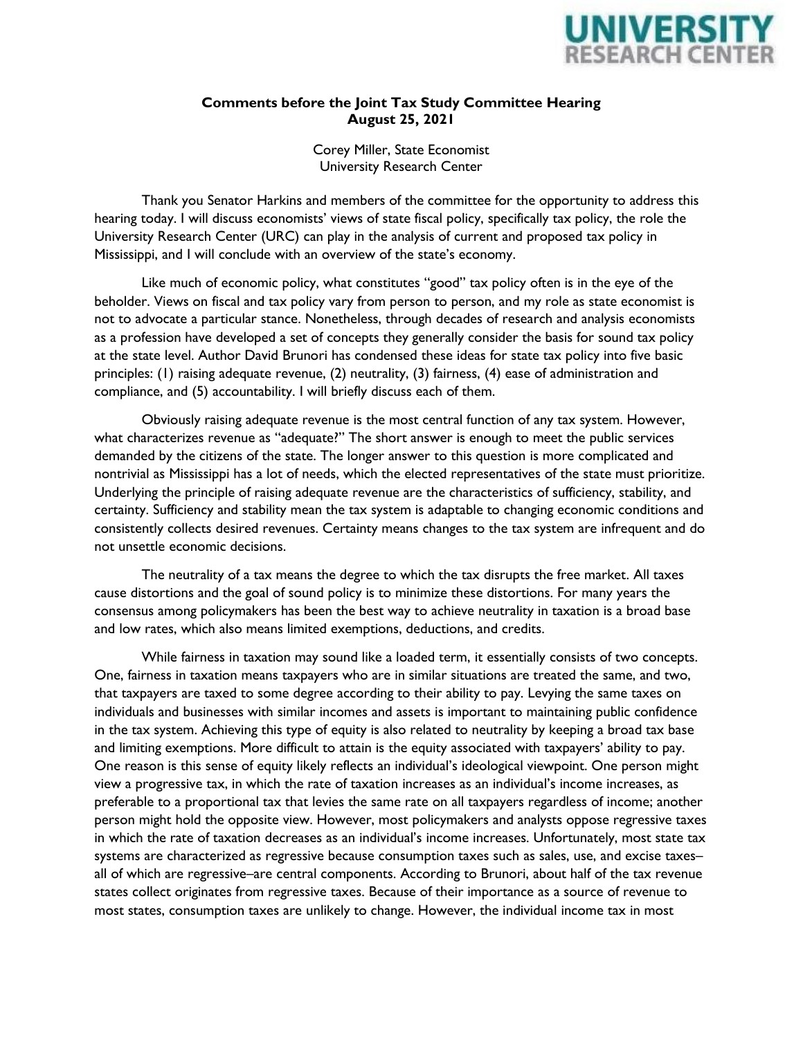**Comments before the Joint Tax Study Committee Hearing**
**August 25, 2021**

Corey Miller, State Economist
University Research Center

Thank you Senator Harkins and members of the committee for the opportunity to address this hearing today. I will discuss economists' views of state fiscal policy, specifically tax policy, the role the University Research Center (URC) can play in the analysis of current and proposed tax policy in Mississippi, and I will conclude with an overview of the state's economy.

Like much of economic policy, what constitutes "good" tax policy often is in the eye of the beholder. Views on fiscal and tax policy vary from person to person, and my role as state economist is not to advocate a particular stance. Nonetheless, through decades of research and analysis economists as a profession have developed a set of concepts they generally consider the basis for sound tax policy at the state level. Author David Brunori has condensed these ideas for state tax policy into five basic principles: (1) raising adequate revenue, (2) neutrality, (3) fairness, (4) ease of administration and compliance, and (5) accountability. I will briefly discuss each of them.

Obviously raising adequate revenue is the most central function of any tax system. However, what characterizes revenue as "adequate?" The short answer is enough to meet the public services demanded by the citizens of the state. The longer answer to this question is more complicated and nontrivial as Mississippi has a lot of needs, which the elected representatives of the state must prioritize. Underlying the principle of raising adequate revenue are the characteristics of sufficiency, stability, and certainty. Sufficiency and stability mean the tax system is adaptable to changing economic conditions and consistently collects desired revenues. Certainty means changes to the tax system are infrequent and do not unsettle economic decisions.

The neutrality of a tax means the degree to which the tax disrupts the free market. All taxes cause distortions and the goal of sound policy is to minimize these distortions. For many years the consensus among policymakers has been the best way to achieve neutrality in taxation is a broad base and low rates, which also means limited exemptions, deductions, and credits.

While fairness in taxation may sound like a loaded term, it essentially consists of two concepts. One, fairness in taxation means taxpayers who are in similar situations are treated the same, and two, that taxpayers are taxed to some degree according to their ability to pay. Levying the same taxes on individuals and businesses with similar incomes and assets is important to maintaining public confidence in the tax system. Achieving this type of equity is also related to neutrality by keeping a broad tax base and limiting exemptions. More difficult to attain is the equity associated with taxpayers' ability to pay. One reason is this sense of equity likely reflects an individual's ideological viewpoint. One person might view a progressive tax, in which the rate of taxation increases as an individual's income increases, as preferable to a proportional tax that levies the same rate on all taxpayers regardless of income; another person might hold the opposite view. However, most policymakers and analysts oppose regressive taxes in which the rate of taxation decreases as an individual's income increases. Unfortunately, most state tax systems are characterized as regressive because consumption taxes such as sales, use, and excise taxes–all of which are regressive–are central components. According to Brunori, about half of the tax revenue states collect originates from regressive taxes. Because of their importance as a source of revenue to most states, consumption taxes are unlikely to change. However, the individual income tax in most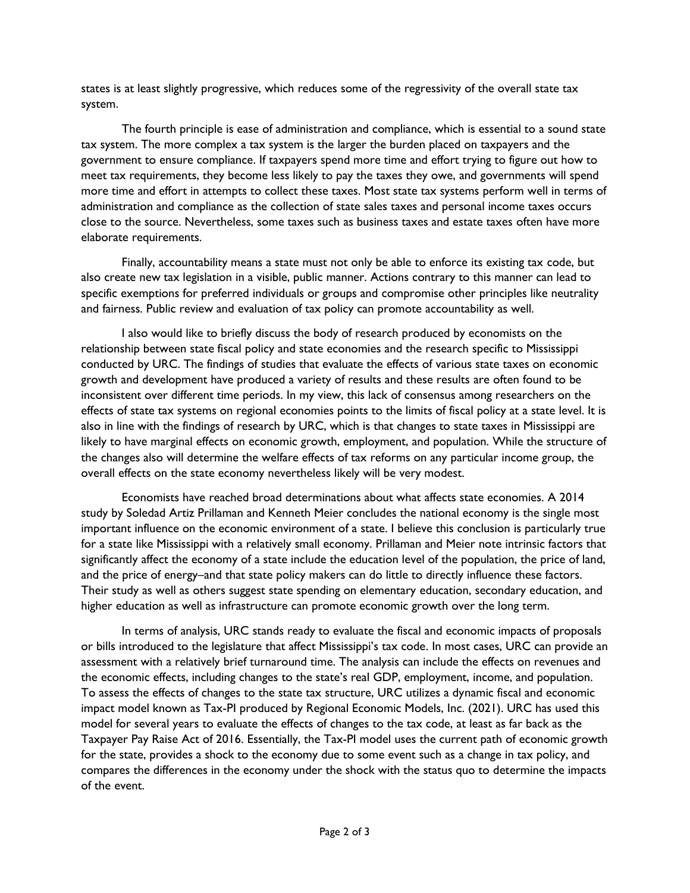states is at least slightly progressive, which reduces some of the regressivity of the overall state tax system.

The fourth principle is ease of administration and compliance, which is essential to a sound state tax system. The more complex a tax system is the larger the burden placed on taxpayers and the government to ensure compliance. If taxpayers spend more time and effort trying to figure out how to meet tax requirements, they become less likely to pay the taxes they owe, and governments will spend more time and effort in attempts to collect these taxes. Most state tax systems perform well in terms of administration and compliance as the collection of state sales taxes and personal income taxes occurs close to the source. Nevertheless, some taxes such as business taxes and estate taxes often have more elaborate requirements.

Finally, accountability means a state must not only be able to enforce its existing tax code, but also create new tax legislation in a visible, public manner. Actions contrary to this manner can lead to specific exemptions for preferred individuals or groups and compromise other principles like neutrality and fairness. Public review and evaluation of tax policy can promote accountability as well.

I also would like to briefly discuss the body of research produced by economists on the relationship between state fiscal policy and state economies and the research specific to Mississippi conducted by URC. The findings of studies that evaluate the effects of various state taxes on economic growth and development have produced a variety of results and these results are often found to be inconsistent over different time periods. In my view, this lack of consensus among researchers on the effects of state tax systems on regional economies points to the limits of fiscal policy at a state level. It is also in line with the findings of research by URC, which is that changes to state taxes in Mississippi are likely to have marginal effects on economic growth, employment, and population. While the structure of the changes also will determine the welfare effects of tax reforms on any particular income group, the overall effects on the state economy nevertheless likely will be very modest.

Economists have reached broad determinations about what affects state economies. A 2014 study by Soledad Artiz Prillaman and Kenneth Meier concludes the national economy is the single most important influence on the economic environment of a state. I believe this conclusion is particularly true for a state like Mississippi with a relatively small economy. Prillaman and Meier note intrinsic factors that significantly affect the economy of a state include the education level of the population, the price of land, and the price of energy–and that state policy makers can do little to directly influence these factors. Their study as well as others suggest state spending on elementary education, secondary education, and higher education as well as infrastructure can promote economic growth over the long term.

In terms of analysis, URC stands ready to evaluate the fiscal and economic impacts of proposals or bills introduced to the legislature that affect Mississippi's tax code. In most cases, URC can provide an assessment with a relatively brief turnaround time. The analysis can include the effects on revenues and the economic effects, including changes to the state's real GDP, employment, income, and population. To assess the effects of changes to the state tax structure, URC utilizes a dynamic fiscal and economic impact model known as Tax-PI produced by Regional Economic Models, Inc. (2021). URC has used this model for several years to evaluate the effects of changes to the tax code, at least as far back as the Taxpayer Pay Raise Act of 2016. Essentially, the Tax-PI model uses the current path of economic growth for the state, provides a shock to the economy due to some event such as a change in tax policy, and compares the differences in the economy under the shock with the status quo to determine the impacts of the event.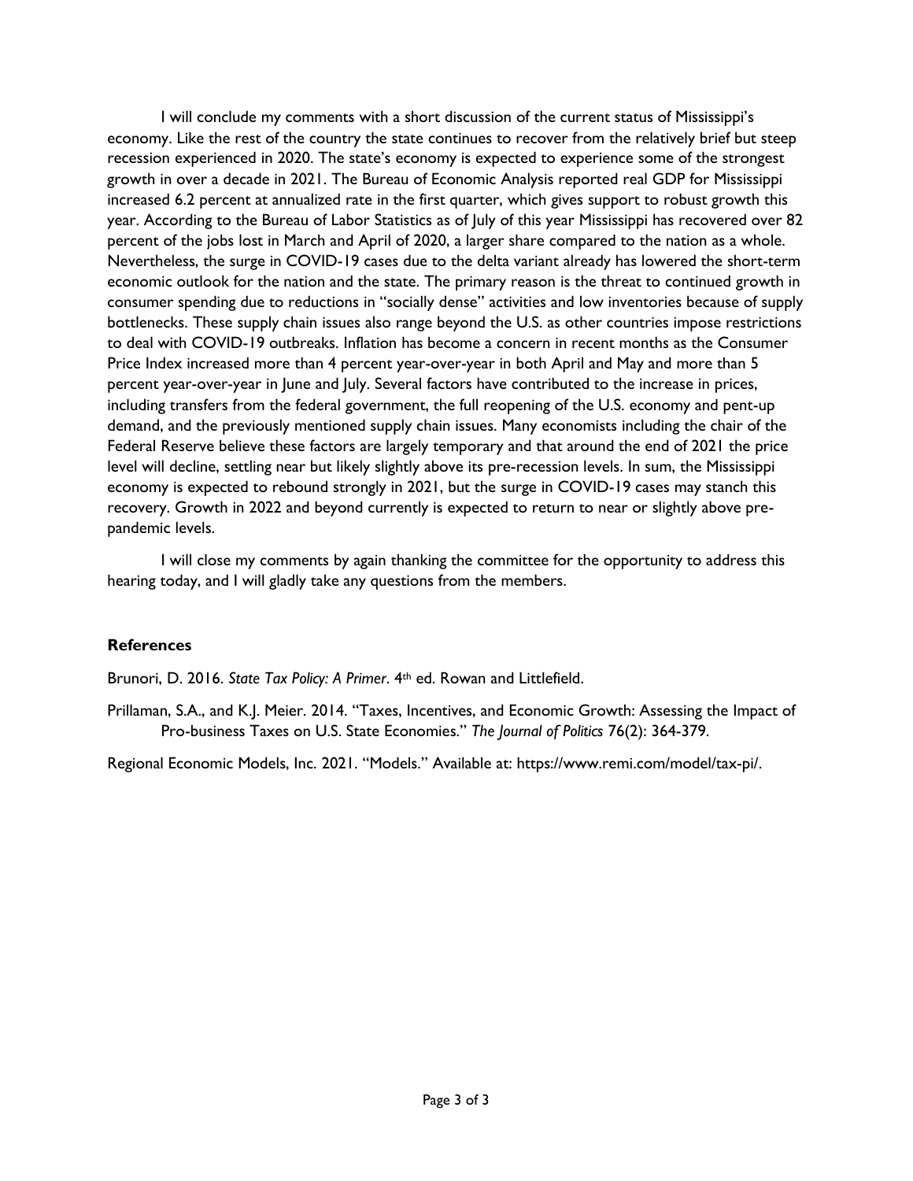I will conclude my comments with a short discussion of the current status of Mississippi's economy. Like the rest of the country the state continues to recover from the relatively brief but steep recession experienced in 2020. The state's economy is expected to experience some of the strongest growth in over a decade in 2021. The Bureau of Economic Analysis reported real GDP for Mississippi increased 6.2 percent at annualized rate in the first quarter, which gives support to robust growth this year. According to the Bureau of Labor Statistics as of July of this year Mississippi has recovered over 82 percent of the jobs lost in March and April of 2020, a larger share compared to the nation as a whole. Nevertheless, the surge in COVID-19 cases due to the delta variant already has lowered the short-term economic outlook for the nation and the state. The primary reason is the threat to continued growth in consumer spending due to reductions in "socially dense" activities and low inventories because of supply bottlenecks. These supply chain issues also range beyond the U.S. as other countries impose restrictions to deal with COVID-19 outbreaks. Inflation has become a concern in recent months as the Consumer Price Index increased more than 4 percent year-over-year in both April and May and more than 5 percent year-over-year in June and July. Several factors have contributed to the increase in prices, including transfers from the federal government, the full reopening of the U.S. economy and pent-up demand, and the previously mentioned supply chain issues. Many economists including the chair of the Federal Reserve believe these factors are largely temporary and that around the end of 2021 the price level will decline, settling near but likely slightly above its pre-recession levels. In sum, the Mississippi economy is expected to rebound strongly in 2021, but the surge in COVID-19 cases may stanch this recovery. Growth in 2022 and beyond currently is expected to return to near or slightly above pre-pandemic levels.

I will close my comments by again thanking the committee for the opportunity to address this hearing today, and I will gladly take any questions from the members.

**References**

Brunori, D. 2016. *State Tax Policy: A Primer*. 4th ed. Rowan and Littlefield.

Prillaman, S.A., and K.J. Meier. 2014. "Taxes, Incentives, and Economic Growth: Assessing the Impact of Pro-business Taxes on U.S. State Economies." *The Journal of Politics* 76(2): 364-379.

Regional Economic Models, Inc. 2021. "Models." Available at: https://www.remi.com/model/tax-pi/.